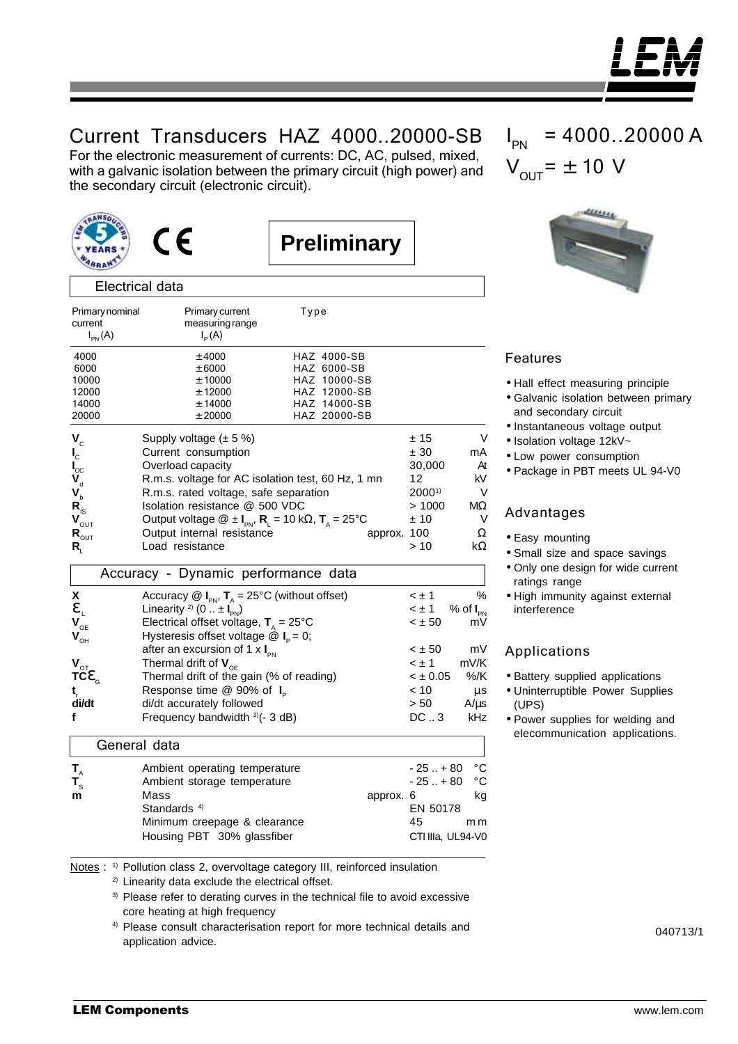# Current Transducers HAZ 4000..20000-SB

For the electronic measurement of currents: DC, AC, pulsed, mixed, with a galvanic isolation between the primary circuit (high power) and the secondary circuit (electronic circuit).

$I_{PN}$ = 4000..20000 A

$V_{OUT}$ = ± 10 V

**Preliminary**

## Electrical data

| Primary nominal current $I_{PN}$ (A) | Primary current measuring range $I_P$ (A) | Type |
|---|---|---|
| 4000 | ±4000 | HAZ 4000-SB |
| 6000 | ±6000 | HAZ 6000-SB |
| 10000 | ±10000 | HAZ 10000-SB |
| 12000 | ±12000 | HAZ 12000-SB |
| 14000 | ±14000 | HAZ 14000-SB |
| 20000 | ±20000 | HAZ 20000-SB |

| Symbol | Parameter | Value | Unit |
|---|---|---|---|
| $V_C$ | Supply voltage (± 5 %) | ± 15 | V |
| $I_C$ | Current consumption | ± 30 | mA |
| $I_{OC}$ | Overload capacity | 30,000 | At |
| $V_d$ | R.m.s. voltage for AC isolation test, 60 Hz, 1 mn | 12 | kV |
| $V_b$ | R.m.s. rated voltage, safe separation | 2000[1] | V |
| $R_{IS}$ | Isolation resistance @ 500 VDC | > 1000 | MΩ |
| $V_{OUT}$ | Output voltage @ ± $I_{PN}$, $R_L$ = 10 kΩ, $T_A$ = 25°C | ± 10 | V |
| $R_{OUT}$ | Output internal resistance | approx. 100 | Ω |
| $R_L$ | Load resistance | > 10 | kΩ |

## Accuracy - Dynamic performance data

| Symbol | Parameter | Value | Unit |
|---|---|---|---|
| X | Accuracy @ $I_{PN}$, $T_A$ = 25°C (without offset) | < ± 1 | % |
| $\varepsilon_L$ | Linearity [2] (0 .. ± $I_{PN}$) | < ± 1 | % of $I_{PN}$ |
| $V_{OE}$ | Electrical offset voltage, $T_A$ = 25°C | < ± 50 | mV |
| $V_{OH}$ | Hysteresis offset voltage @ $I_P$ = 0; after an excursion of 1 x $I_{PN}$ | < ± 50 | mV |
| $V_{OT}$ | Thermal drift of $V_{OE}$ | < ± 1 | mV/K |
| $TC\varepsilon_G$ | Thermal drift of the gain (% of reading) | < ± 0.05 | %/K |
| $t_r$ | Response time @ 90% of $I_P$ | < 10 | µs |
| di/dt | di/dt accurately followed | > 50 | A/µs |
| f | Frequency bandwidth [3] (- 3 dB) | DC .. 3 | kHz |

## General data

| Symbol | Parameter | Value | Unit |
|---|---|---|---|
| $T_A$ | Ambient operating temperature | - 25 .. + 80 | °C |
| $T_S$ | Ambient storage temperature | - 25 .. + 80 | °C |
| m | Mass | approx. 6 | kg |
| | Standards [4] | EN 50178 | |
| | Minimum creepage & clearance | 45 | mm |
| | Housing PBT 30% glassfiber | CTI IIIa, UL94-V0 | |

Notes :
1) Pollution class 2, overvoltage category III, reinforced insulation
2) Linearity data exclude the electrical offset.
3) Please refer to derating curves in the technical file to avoid excessive core heating at high frequency
4) Please consult characterisation report for more technical details and application advice.

## Features

- Hall effect measuring principle
- Galvanic isolation between primary and secondary circuit
- Instantaneous voltage output
- Isolation voltage 12kV~
- Low power consumption
- Package in PBT meets UL 94-V0

## Advantages

- Easy mounting
- Small size and space savings
- Only one design for wide current ratings range
- High immunity against external interference

## Applications

- Battery supplied applications
- Uninterruptible Power Supplies (UPS)
- Power supplies for welding and elecommunication applications.

040713/1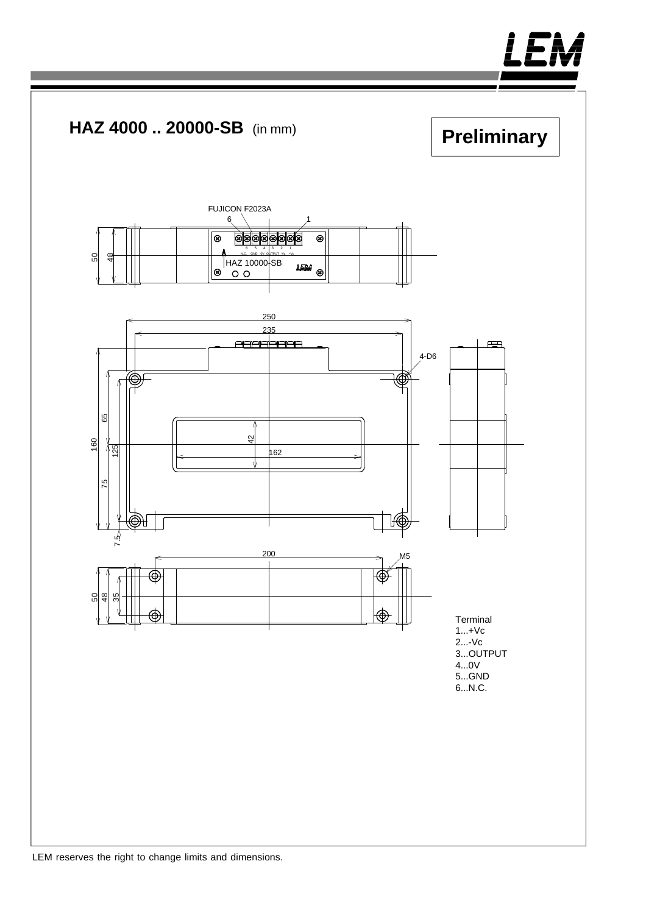# HAZ 4000 .. 20000-SB (in mm)

**Preliminary**

FUJICON F2023A

6 1

6 5 4 3 2 1

N.C. GND 0V OUTPUT -Vc +Vc

HAZ 10000-SB

LEM

50

48

250

235

4-D6

65

160

125

75

7.5

42

162

200

M5

50

48

35

Terminal
1...+Vc
2...-Vc
3...OUTPUT
4...0V
5...GND
6...N.C.

LEM reserves the right to change limits and dimensions.